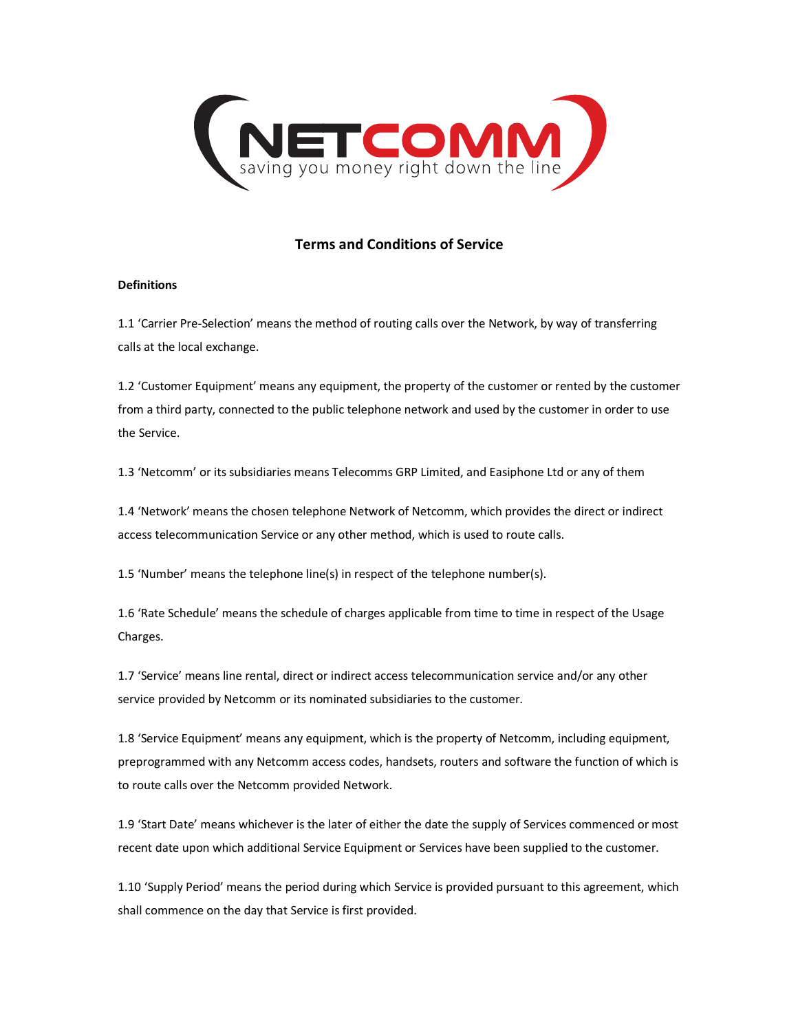NETCOMM

saving you money right down the line

# Terms and Conditions of Service

**Definitions**

1.1 'Carrier Pre-Selection' means the method of routing calls over the Network, by way of transferring calls at the local exchange.

1.2 'Customer Equipment' means any equipment, the property of the customer or rented by the customer from a third party, connected to the public telephone network and used by the customer in order to use the Service.

1.3 'Netcomm' or its subsidiaries means Telecomms GRP Limited, and Easiphone Ltd or any of them

1.4 'Network' means the chosen telephone Network of Netcomm, which provides the direct or indirect access telecommunication Service or any other method, which is used to route calls.

1.5 'Number' means the telephone line(s) in respect of the telephone number(s).

1.6 'Rate Schedule' means the schedule of charges applicable from time to time in respect of the Usage Charges.

1.7 'Service' means line rental, direct or indirect access telecommunication service and/or any other service provided by Netcomm or its nominated subsidiaries to the customer.

1.8 'Service Equipment' means any equipment, which is the property of Netcomm, including equipment, preprogrammed with any Netcomm access codes, handsets, routers and software the function of which is to route calls over the Netcomm provided Network.

1.9 'Start Date' means whichever is the later of either the date the supply of Services commenced or most recent date upon which additional Service Equipment or Services have been supplied to the customer.

1.10 'Supply Period' means the period during which Service is provided pursuant to this agreement, which shall commence on the day that Service is first provided.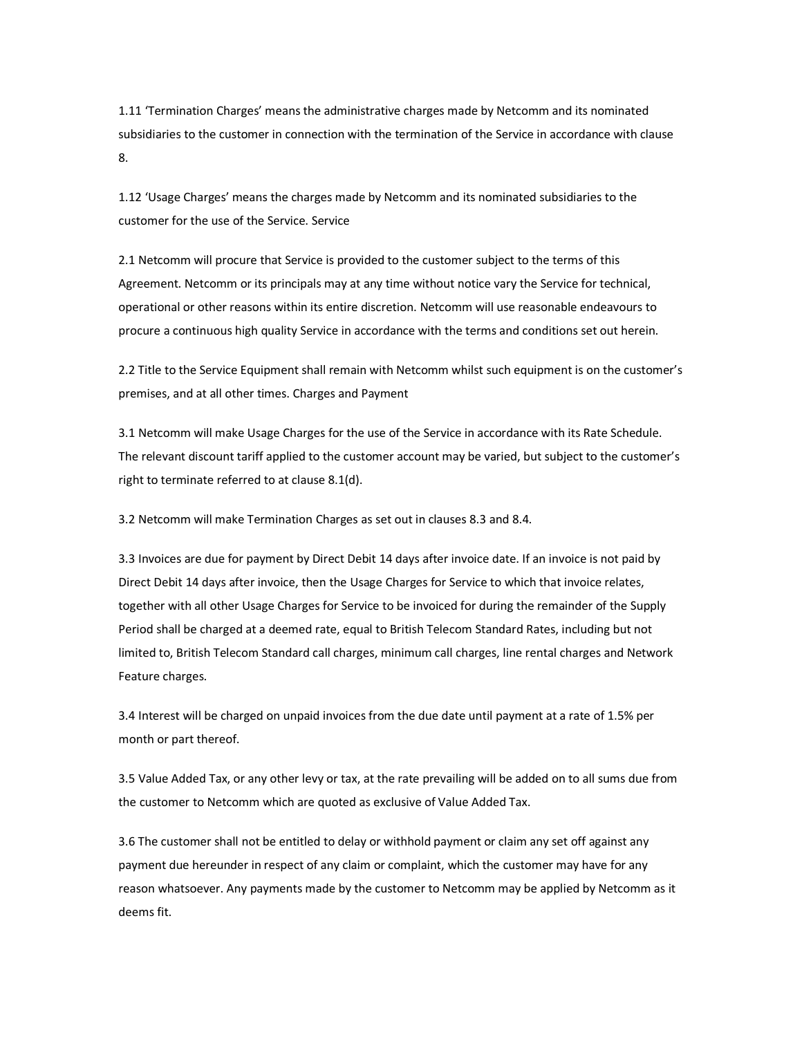1.11 'Termination Charges' means the administrative charges made by Netcomm and its nominated subsidiaries to the customer in connection with the termination of the Service in accordance with clause 8.

1.12 'Usage Charges' means the charges made by Netcomm and its nominated subsidiaries to the customer for the use of the Service. Service

2.1 Netcomm will procure that Service is provided to the customer subject to the terms of this Agreement. Netcomm or its principals may at any time without notice vary the Service for technical, operational or other reasons within its entire discretion. Netcomm will use reasonable endeavours to procure a continuous high quality Service in accordance with the terms and conditions set out herein.

2.2 Title to the Service Equipment shall remain with Netcomm whilst such equipment is on the customer's premises, and at all other times. Charges and Payment

3.1 Netcomm will make Usage Charges for the use of the Service in accordance with its Rate Schedule. The relevant discount tariff applied to the customer account may be varied, but subject to the customer's right to terminate referred to at clause 8.1(d).

3.2 Netcomm will make Termination Charges as set out in clauses 8.3 and 8.4.

3.3 Invoices are due for payment by Direct Debit 14 days after invoice date. If an invoice is not paid by Direct Debit 14 days after invoice, then the Usage Charges for Service to which that invoice relates, together with all other Usage Charges for Service to be invoiced for during the remainder of the Supply Period shall be charged at a deemed rate, equal to British Telecom Standard Rates, including but not limited to, British Telecom Standard call charges, minimum call charges, line rental charges and Network Feature charges.

3.4 Interest will be charged on unpaid invoices from the due date until payment at a rate of 1.5% per month or part thereof.

3.5 Value Added Tax, or any other levy or tax, at the rate prevailing will be added on to all sums due from the customer to Netcomm which are quoted as exclusive of Value Added Tax.

3.6 The customer shall not be entitled to delay or withhold payment or claim any set off against any payment due hereunder in respect of any claim or complaint, which the customer may have for any reason whatsoever. Any payments made by the customer to Netcomm may be applied by Netcomm as it deems fit.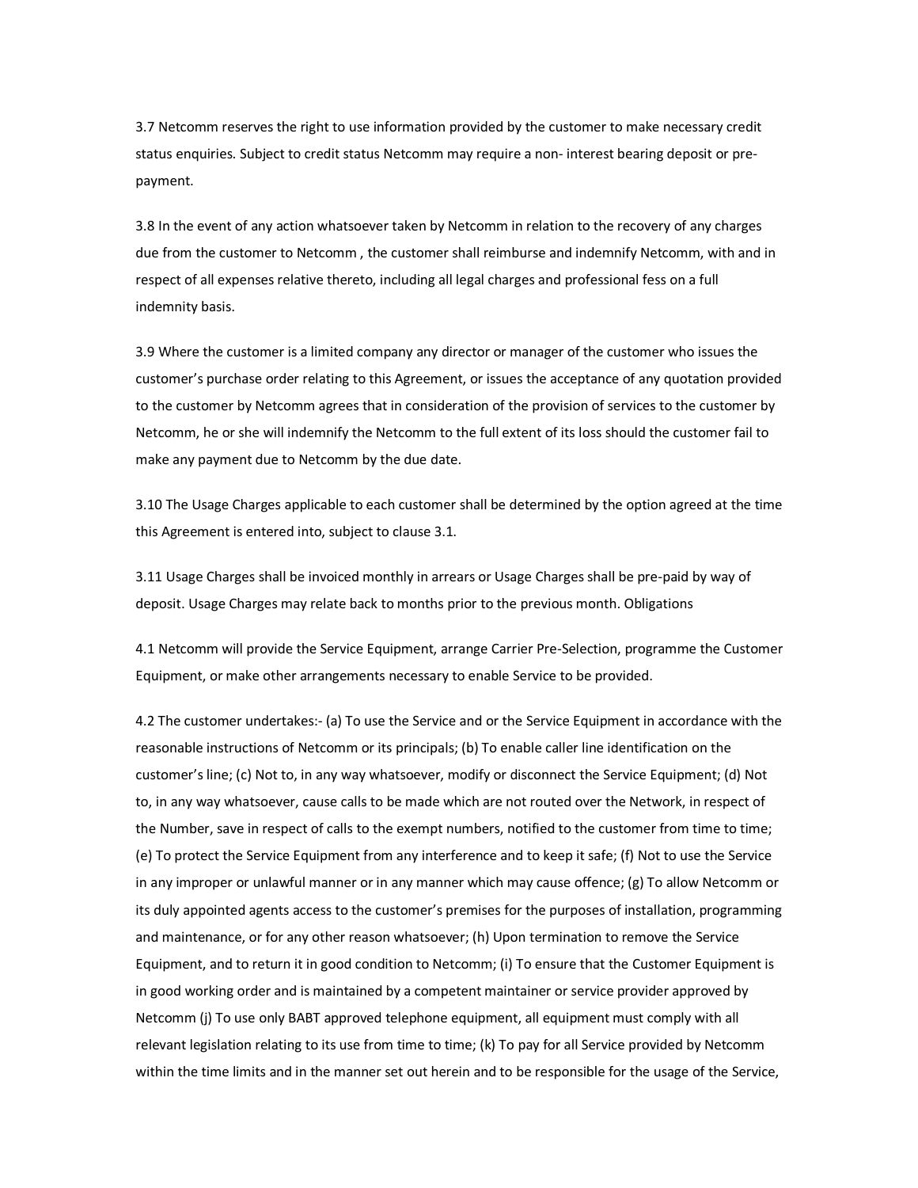3.7 Netcomm reserves the right to use information provided by the customer to make necessary credit status enquiries. Subject to credit status Netcomm may require a non- interest bearing deposit or pre-payment.

3.8 In the event of any action whatsoever taken by Netcomm in relation to the recovery of any charges due from the customer to Netcomm , the customer shall reimburse and indemnify Netcomm, with and in respect of all expenses relative thereto, including all legal charges and professional fess on a full indemnity basis.

3.9 Where the customer is a limited company any director or manager of the customer who issues the customer's purchase order relating to this Agreement, or issues the acceptance of any quotation provided to the customer by Netcomm agrees that in consideration of the provision of services to the customer by Netcomm, he or she will indemnify the Netcomm to the full extent of its loss should the customer fail to make any payment due to Netcomm by the due date.

3.10 The Usage Charges applicable to each customer shall be determined by the option agreed at the time this Agreement is entered into, subject to clause 3.1.

3.11 Usage Charges shall be invoiced monthly in arrears or Usage Charges shall be pre-paid by way of deposit. Usage Charges may relate back to months prior to the previous month. Obligations

4.1 Netcomm will provide the Service Equipment, arrange Carrier Pre-Selection, programme the Customer Equipment, or make other arrangements necessary to enable Service to be provided.

4.2 The customer undertakes:- (a) To use the Service and or the Service Equipment in accordance with the reasonable instructions of Netcomm or its principals; (b) To enable caller line identification on the customer's line; (c) Not to, in any way whatsoever, modify or disconnect the Service Equipment; (d) Not to, in any way whatsoever, cause calls to be made which are not routed over the Network, in respect of the Number, save in respect of calls to the exempt numbers, notified to the customer from time to time; (e) To protect the Service Equipment from any interference and to keep it safe; (f) Not to use the Service in any improper or unlawful manner or in any manner which may cause offence; (g) To allow Netcomm or its duly appointed agents access to the customer's premises for the purposes of installation, programming and maintenance, or for any other reason whatsoever; (h) Upon termination to remove the Service Equipment, and to return it in good condition to Netcomm; (i) To ensure that the Customer Equipment is in good working order and is maintained by a competent maintainer or service provider approved by Netcomm (j) To use only BABT approved telephone equipment, all equipment must comply with all relevant legislation relating to its use from time to time; (k) To pay for all Service provided by Netcomm within the time limits and in the manner set out herein and to be responsible for the usage of the Service,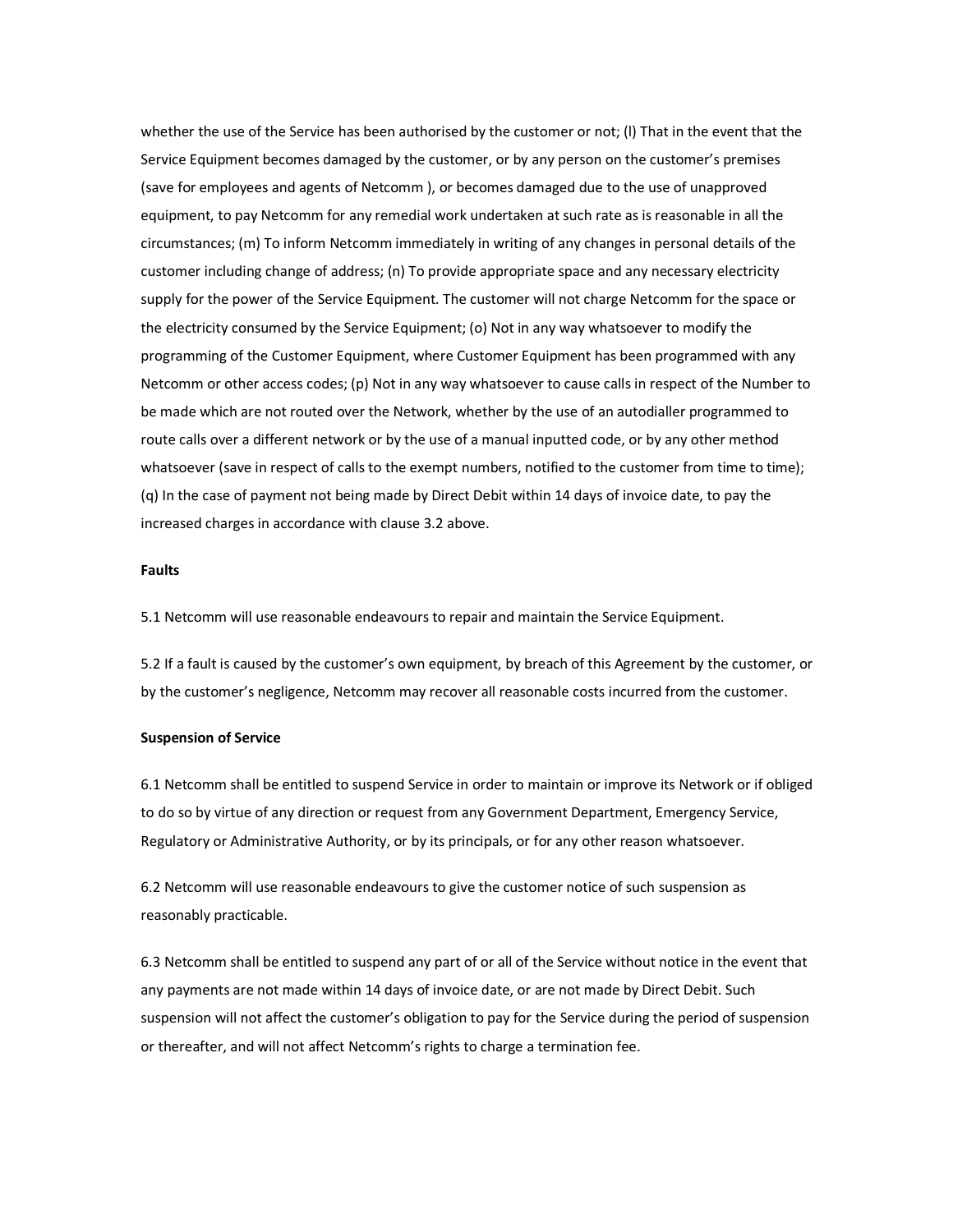whether the use of the Service has been authorised by the customer or not; (l) That in the event that the Service Equipment becomes damaged by the customer, or by any person on the customer's premises (save for employees and agents of Netcomm ), or becomes damaged due to the use of unapproved equipment, to pay Netcomm for any remedial work undertaken at such rate as is reasonable in all the circumstances; (m) To inform Netcomm immediately in writing of any changes in personal details of the customer including change of address; (n) To provide appropriate space and any necessary electricity supply for the power of the Service Equipment. The customer will not charge Netcomm for the space or the electricity consumed by the Service Equipment; (o) Not in any way whatsoever to modify the programming of the Customer Equipment, where Customer Equipment has been programmed with any Netcomm or other access codes; (p) Not in any way whatsoever to cause calls in respect of the Number to be made which are not routed over the Network, whether by the use of an autodialler programmed to route calls over a different network or by the use of a manual inputted code, or by any other method whatsoever (save in respect of calls to the exempt numbers, notified to the customer from time to time); (q) In the case of payment not being made by Direct Debit within 14 days of invoice date, to pay the increased charges in accordance with clause 3.2 above.

**Faults**

5.1 Netcomm will use reasonable endeavours to repair and maintain the Service Equipment.

5.2 If a fault is caused by the customer's own equipment, by breach of this Agreement by the customer, or by the customer's negligence, Netcomm may recover all reasonable costs incurred from the customer.

**Suspension of Service**

6.1 Netcomm shall be entitled to suspend Service in order to maintain or improve its Network or if obliged to do so by virtue of any direction or request from any Government Department, Emergency Service, Regulatory or Administrative Authority, or by its principals, or for any other reason whatsoever.

6.2 Netcomm will use reasonable endeavours to give the customer notice of such suspension as reasonably practicable.

6.3 Netcomm shall be entitled to suspend any part of or all of the Service without notice in the event that any payments are not made within 14 days of invoice date, or are not made by Direct Debit. Such suspension will not affect the customer's obligation to pay for the Service during the period of suspension or thereafter, and will not affect Netcomm's rights to charge a termination fee.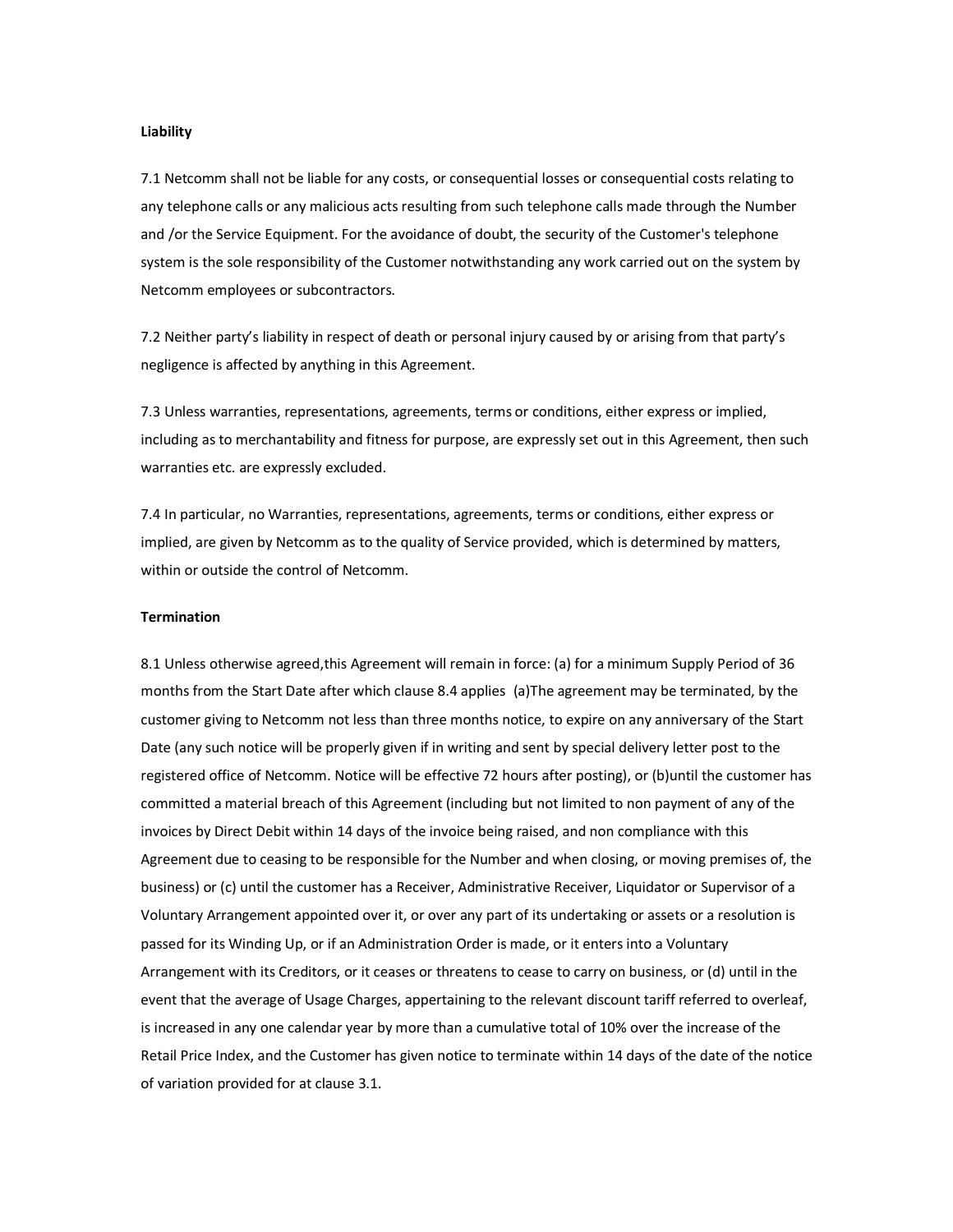**Liability**

7.1 Netcomm shall not be liable for any costs, or consequential losses or consequential costs relating to any telephone calls or any malicious acts resulting from such telephone calls made through the Number and /or the Service Equipment. For the avoidance of doubt, the security of the Customer's telephone system is the sole responsibility of the Customer notwithstanding any work carried out on the system by Netcomm employees or subcontractors.

7.2 Neither party's liability in respect of death or personal injury caused by or arising from that party's negligence is affected by anything in this Agreement.

7.3 Unless warranties, representations, agreements, terms or conditions, either express or implied, including as to merchantability and fitness for purpose, are expressly set out in this Agreement, then such warranties etc. are expressly excluded.

7.4 In particular, no Warranties, representations, agreements, terms or conditions, either express or implied, are given by Netcomm as to the quality of Service provided, which is determined by matters, within or outside the control of Netcomm.

**Termination**

8.1 Unless otherwise agreed,this Agreement will remain in force: (a) for a minimum Supply Period of 36 months from the Start Date after which clause 8.4 applies (a)The agreement may be terminated, by the customer giving to Netcomm not less than three months notice, to expire on any anniversary of the Start Date (any such notice will be properly given if in writing and sent by special delivery letter post to the registered office of Netcomm. Notice will be effective 72 hours after posting), or (b)until the customer has committed a material breach of this Agreement (including but not limited to non payment of any of the invoices by Direct Debit within 14 days of the invoice being raised, and non compliance with this Agreement due to ceasing to be responsible for the Number and when closing, or moving premises of, the business) or (c) until the customer has a Receiver, Administrative Receiver, Liquidator or Supervisor of a Voluntary Arrangement appointed over it, or over any part of its undertaking or assets or a resolution is passed for its Winding Up, or if an Administration Order is made, or it enters into a Voluntary Arrangement with its Creditors, or it ceases or threatens to cease to carry on business, or (d) until in the event that the average of Usage Charges, appertaining to the relevant discount tariff referred to overleaf, is increased in any one calendar year by more than a cumulative total of 10% over the increase of the Retail Price Index, and the Customer has given notice to terminate within 14 days of the date of the notice of variation provided for at clause 3.1.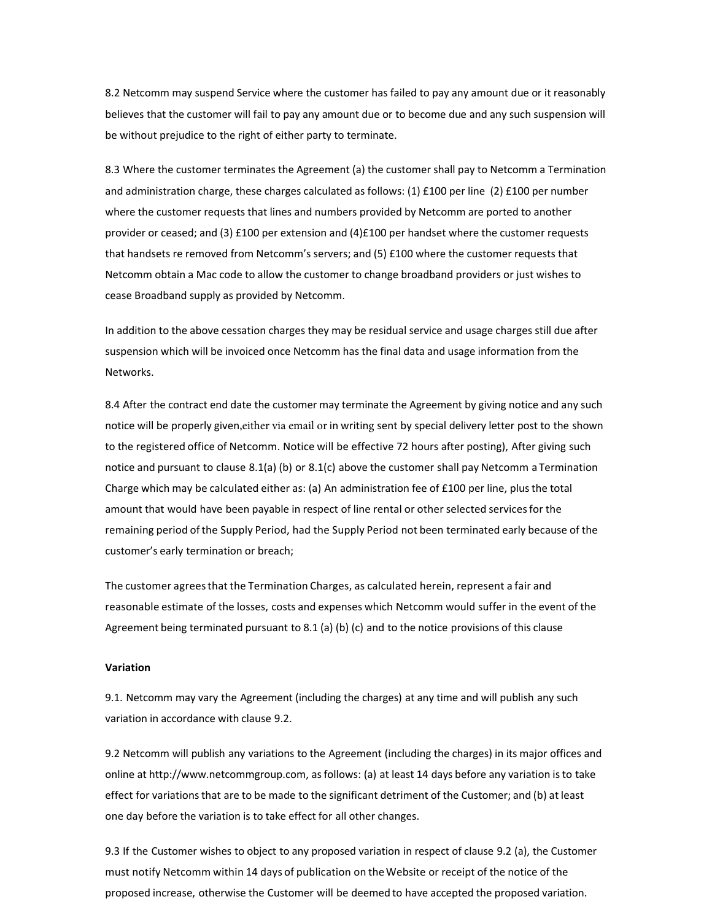8.2 Netcomm may suspend Service where the customer has failed to pay any amount due or it reasonably believes that the customer will fail to pay any amount due or to become due and any such suspension will be without prejudice to the right of either party to terminate.

8.3 Where the customer terminates the Agreement (a) the customer shall pay to Netcomm a Termination and administration charge, these charges calculated as follows: (1) £100 per line (2) £100 per number where the customer requests that lines and numbers provided by Netcomm are ported to another provider or ceased; and (3) £100 per extension and (4)£100 per handset where the customer requests that handsets re removed from Netcomm's servers; and (5) £100 where the customer requests that Netcomm obtain a Mac code to allow the customer to change broadband providers or just wishes to cease Broadband supply as provided by Netcomm.

In addition to the above cessation charges they may be residual service and usage charges still due after suspension which will be invoiced once Netcomm has the final data and usage information from the Networks.

8.4 After the contract end date the customer may terminate the Agreement by giving notice and any such notice will be properly given,either via email or in writing sent by special delivery letter post to the shown to the registered office of Netcomm. Notice will be effective 72 hours after posting), After giving such notice and pursuant to clause 8.1(a) (b) or 8.1(c) above the customer shall pay Netcomm a Termination Charge which may be calculated either as: (a) An administration fee of £100 per line, plus the total amount that would have been payable in respect of line rental or other selected services for the remaining period of the Supply Period, had the Supply Period not been terminated early because of the customer's early termination or breach;

The customer agrees that the Termination Charges, as calculated herein, represent a fair and reasonable estimate of the losses, costs and expenses which Netcomm would suffer in the event of the Agreement being terminated pursuant to 8.1 (a) (b) (c) and to the notice provisions of this clause

**Variation**

9.1. Netcomm may vary the Agreement (including the charges) at any time and will publish any such variation in accordance with clause 9.2.

9.2 Netcomm will publish any variations to the Agreement (including the charges) in its major offices and online at http://www.netcommgroup.com, as follows: (a) at least 14 days before any variation is to take effect for variations that are to be made to the significant detriment of the Customer; and (b) at least one day before the variation is to take effect for all other changes.

9.3 If the Customer wishes to object to any proposed variation in respect of clause 9.2 (a), the Customer must notify Netcomm within 14 days of publication on the Website or receipt of the notice of the proposed increase, otherwise the Customer will be deemed to have accepted the proposed variation.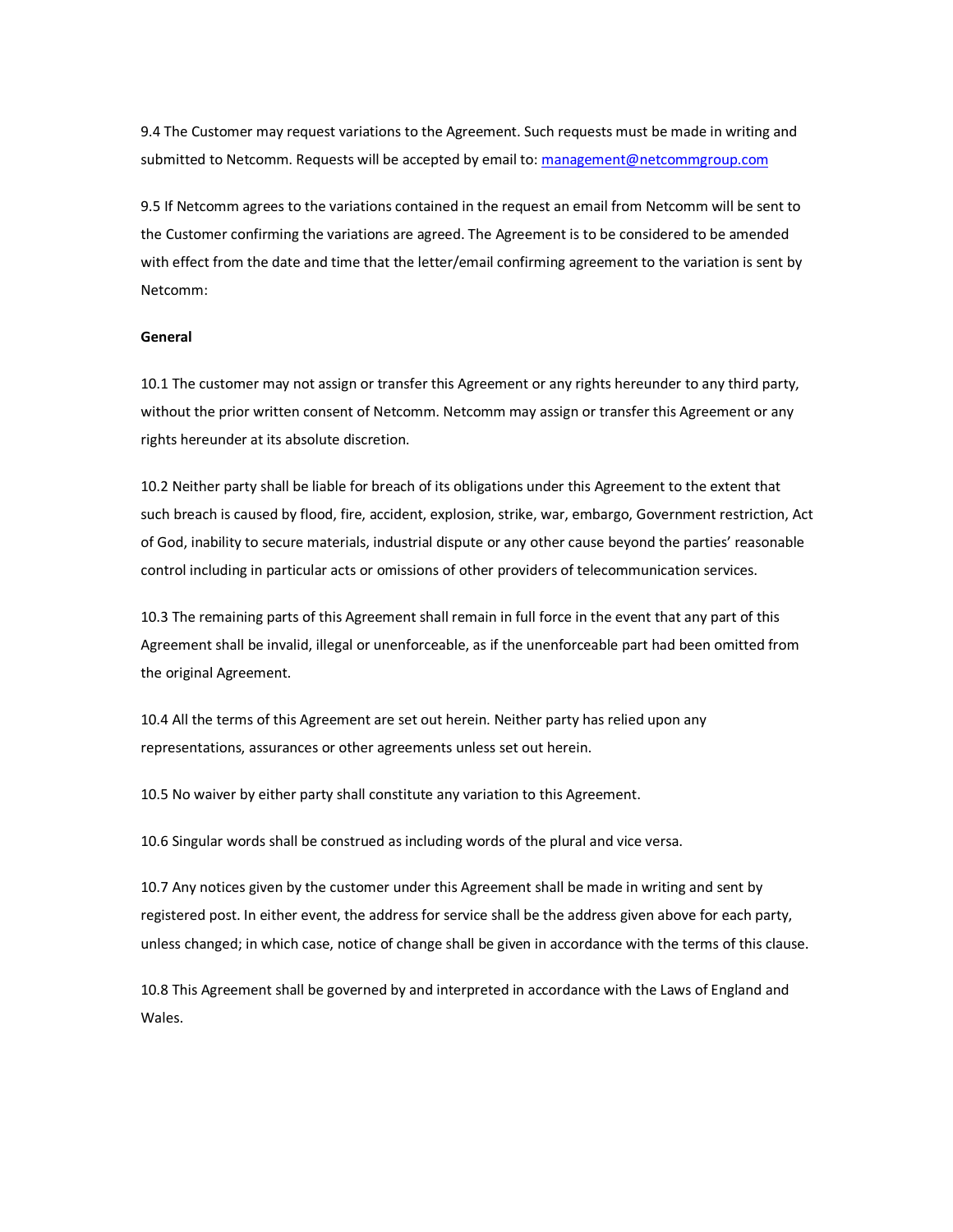9.4 The Customer may request variations to the Agreement. Such requests must be made in writing and submitted to Netcomm. Requests will be accepted by email to: [management@netcommgroup.com](mailto:management@netcommgroup.com)

9.5 If Netcomm agrees to the variations contained in the request an email from Netcomm will be sent to the Customer confirming the variations are agreed. The Agreement is to be considered to be amended with effect from the date and time that the letter/email confirming agreement to the variation is sent by Netcomm:

**General**

10.1 The customer may not assign or transfer this Agreement or any rights hereunder to any third party, without the prior written consent of Netcomm. Netcomm may assign or transfer this Agreement or any rights hereunder at its absolute discretion.

10.2 Neither party shall be liable for breach of its obligations under this Agreement to the extent that such breach is caused by flood, fire, accident, explosion, strike, war, embargo, Government restriction, Act of God, inability to secure materials, industrial dispute or any other cause beyond the parties' reasonable control including in particular acts or omissions of other providers of telecommunication services.

10.3 The remaining parts of this Agreement shall remain in full force in the event that any part of this Agreement shall be invalid, illegal or unenforceable, as if the unenforceable part had been omitted from the original Agreement.

10.4 All the terms of this Agreement are set out herein. Neither party has relied upon any representations, assurances or other agreements unless set out herein.

10.5 No waiver by either party shall constitute any variation to this Agreement.

10.6 Singular words shall be construed as including words of the plural and vice versa.

10.7 Any notices given by the customer under this Agreement shall be made in writing and sent by registered post. In either event, the address for service shall be the address given above for each party, unless changed; in which case, notice of change shall be given in accordance with the terms of this clause.

10.8 This Agreement shall be governed by and interpreted in accordance with the Laws of England and Wales.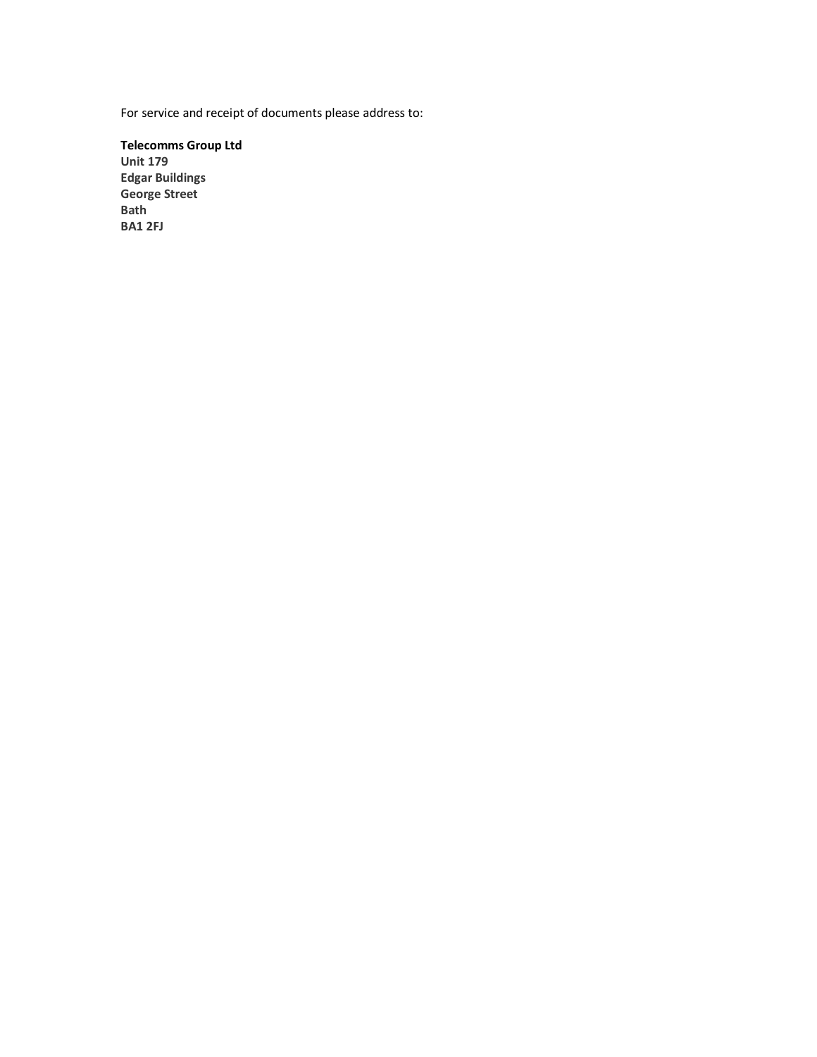For service and receipt of documents please address to:

**Telecomms Group Ltd**
**Unit 179**
**Edgar Buildings**
**George Street**
**Bath**
**BA1 2FJ**